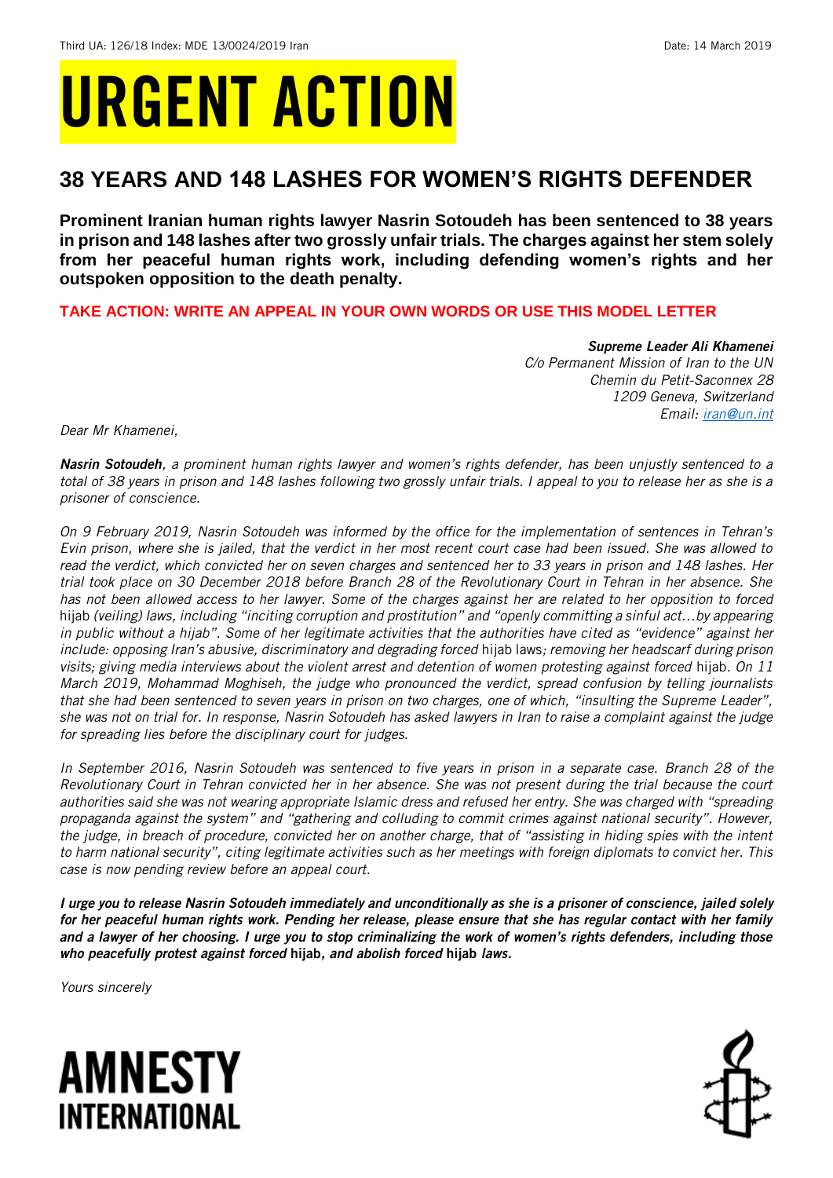Third UA: 126/18 Index: MDE 13/0024/2019 Iran

Date: 14 March 2019

# URGENT ACTION

## 38 YEARS AND 148 LASHES FOR WOMEN'S RIGHTS DEFENDER

**Prominent Iranian human rights lawyer Nasrin Sotoudeh has been sentenced to 38 years in prison and 148 lashes after two grossly unfair trials. The charges against her stem solely from her peaceful human rights work, including defending women's rights and her outspoken opposition to the death penalty.**

**TAKE ACTION: WRITE AN APPEAL IN YOUR OWN WORDS OR USE THIS MODEL LETTER**

***Supreme Leader Ali Khamenei***
*C/o Permanent Mission of Iran to the UN*
*Chemin du Petit-Saconnex 28*
*1209 Geneva, Switzerland*
*Email: iran@un.int*

*Dear Mr Khamenei,*

***Nasrin Sotoudeh**, a prominent human rights lawyer and women's rights defender, has been unjustly sentenced to a total of 38 years in prison and 148 lashes following two grossly unfair trials. I appeal to you to release her as she is a prisoner of conscience.*

*On 9 February 2019, Nasrin Sotoudeh was informed by the office for the implementation of sentences in Tehran's Evin prison, where she is jailed, that the verdict in her most recent court case had been issued. She was allowed to read the verdict, which convicted her on seven charges and sentenced her to 33 years in prison and 148 lashes. Her trial took place on 30 December 2018 before Branch 28 of the Revolutionary Court in Tehran in her absence. She has not been allowed access to her lawyer. Some of the charges against her are related to her opposition to forced* hijab *(veiling) laws, including "inciting corruption and prostitution" and "openly committing a sinful act…by appearing in public without a hijab". Some of her legitimate activities that the authorities have cited as "evidence" against her include: opposing Iran's abusive, discriminatory and degrading forced* hijab laws*; removing her headscarf during prison visits; giving media interviews about the violent arrest and detention of women protesting against forced* hijab*. On 11 March 2019, Mohammad Moghiseh, the judge who pronounced the verdict, spread confusion by telling journalists that she had been sentenced to seven years in prison on two charges, one of which, "insulting the Supreme Leader", she was not on trial for. In response, Nasrin Sotoudeh has asked lawyers in Iran to raise a complaint against the judge for spreading lies before the disciplinary court for judges.*

*In September 2016, Nasrin Sotoudeh was sentenced to five years in prison in a separate case. Branch 28 of the Revolutionary Court in Tehran convicted her in her absence. She was not present during the trial because the court authorities said she was not wearing appropriate Islamic dress and refused her entry. She was charged with "spreading propaganda against the system" and "gathering and colluding to commit crimes against national security". However, the judge, in breach of procedure, convicted her on another charge, that of "assisting in hiding spies with the intent to harm national security", citing legitimate activities such as her meetings with foreign diplomats to convict her. This case is now pending review before an appeal court.*

***I urge you to release Nasrin Sotoudeh immediately and unconditionally as she is a prisoner of conscience, jailed solely for her peaceful human rights work. Pending her release, please ensure that she has regular contact with her family and a lawyer of her choosing. I urge you to stop criminalizing the work of women's rights defenders, including those who peacefully protest against forced* hijab*, and abolish forced* hijab *laws.***

*Yours sincerely*

AMNESTY INTERNATIONAL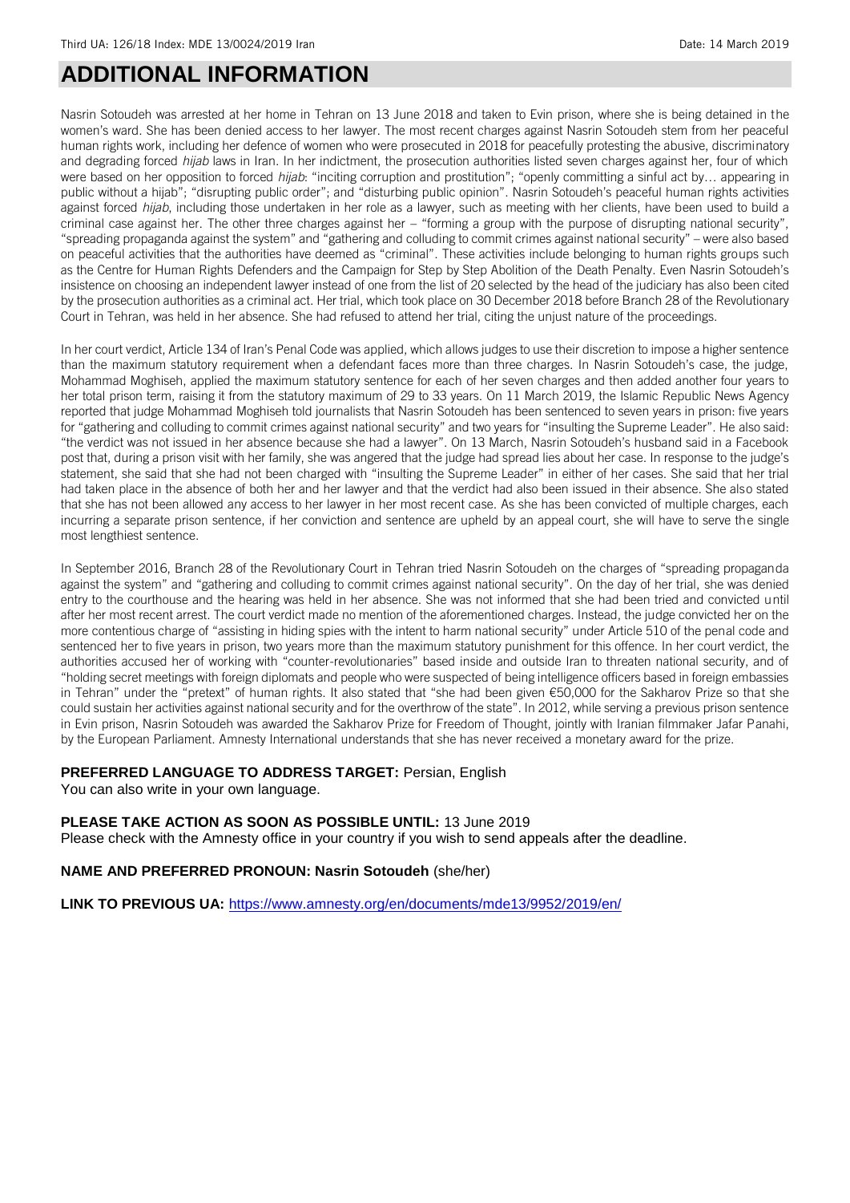# ADDITIONAL INFORMATION

Nasrin Sotoudeh was arrested at her home in Tehran on 13 June 2018 and taken to Evin prison, where she is being detained in the women's ward. She has been denied access to her lawyer. The most recent charges against Nasrin Sotoudeh stem from her peaceful human rights work, including her defence of women who were prosecuted in 2018 for peacefully protesting the abusive, discriminatory and degrading forced *hijab* laws in Iran. In her indictment, the prosecution authorities listed seven charges against her, four of which were based on her opposition to forced *hijab*: "inciting corruption and prostitution"; "openly committing a sinful act by… appearing in public without a hijab"; "disrupting public order"; and "disturbing public opinion". Nasrin Sotoudeh's peaceful human rights activities against forced *hijab*, including those undertaken in her role as a lawyer, such as meeting with her clients, have been used to build a criminal case against her. The other three charges against her – "forming a group with the purpose of disrupting national security", "spreading propaganda against the system" and "gathering and colluding to commit crimes against national security" – were also based on peaceful activities that the authorities have deemed as "criminal". These activities include belonging to human rights groups such as the Centre for Human Rights Defenders and the Campaign for Step by Step Abolition of the Death Penalty. Even Nasrin Sotoudeh's insistence on choosing an independent lawyer instead of one from the list of 20 selected by the head of the judiciary has also been cited by the prosecution authorities as a criminal act. Her trial, which took place on 30 December 2018 before Branch 28 of the Revolutionary Court in Tehran, was held in her absence. She had refused to attend her trial, citing the unjust nature of the proceedings.

In her court verdict, Article 134 of Iran's Penal Code was applied, which allows judges to use their discretion to impose a higher sentence than the maximum statutory requirement when a defendant faces more than three charges. In Nasrin Sotoudeh's case, the judge, Mohammad Moghiseh, applied the maximum statutory sentence for each of her seven charges and then added another four years to her total prison term, raising it from the statutory maximum of 29 to 33 years. On 11 March 2019, the Islamic Republic News Agency reported that judge Mohammad Moghiseh told journalists that Nasrin Sotoudeh has been sentenced to seven years in prison: five years for "gathering and colluding to commit crimes against national security" and two years for "insulting the Supreme Leader". He also said: "the verdict was not issued in her absence because she had a lawyer". On 13 March, Nasrin Sotoudeh's husband said in a Facebook post that, during a prison visit with her family, she was angered that the judge had spread lies about her case. In response to the judge's statement, she said that she had not been charged with "insulting the Supreme Leader" in either of her cases. She said that her trial had taken place in the absence of both her and her lawyer and that the verdict had also been issued in their absence. She also stated that she has not been allowed any access to her lawyer in her most recent case. As she has been convicted of multiple charges, each incurring a separate prison sentence, if her conviction and sentence are upheld by an appeal court, she will have to serve the single most lengthiest sentence.

In September 2016, Branch 28 of the Revolutionary Court in Tehran tried Nasrin Sotoudeh on the charges of "spreading propaganda against the system" and "gathering and colluding to commit crimes against national security". On the day of her trial, she was denied entry to the courthouse and the hearing was held in her absence. She was not informed that she had been tried and convicted until after her most recent arrest. The court verdict made no mention of the aforementioned charges. Instead, the judge convicted her on the more contentious charge of "assisting in hiding spies with the intent to harm national security" under Article 510 of the penal code and sentenced her to five years in prison, two years more than the maximum statutory punishment for this offence. In her court verdict, the authorities accused her of working with "counter-revolutionaries" based inside and outside Iran to threaten national security, and of "holding secret meetings with foreign diplomats and people who were suspected of being intelligence officers based in foreign embassies in Tehran" under the "pretext" of human rights. It also stated that "she had been given €50,000 for the Sakharov Prize so that she could sustain her activities against national security and for the overthrow of the state". In 2012, while serving a previous prison sentence in Evin prison, Nasrin Sotoudeh was awarded the Sakharov Prize for Freedom of Thought, jointly with Iranian filmmaker Jafar Panahi, by the European Parliament. Amnesty International understands that she has never received a monetary award for the prize.

**PREFERRED LANGUAGE TO ADDRESS TARGET:** Persian, English
You can also write in your own language.

**PLEASE TAKE ACTION AS SOON AS POSSIBLE UNTIL:** 13 June 2019
Please check with the Amnesty office in your country if you wish to send appeals after the deadline.

**NAME AND PREFERRED PRONOUN: Nasrin Sotoudeh** (she/her)

**LINK TO PREVIOUS UA:** https://www.amnesty.org/en/documents/mde13/9952/2019/en/